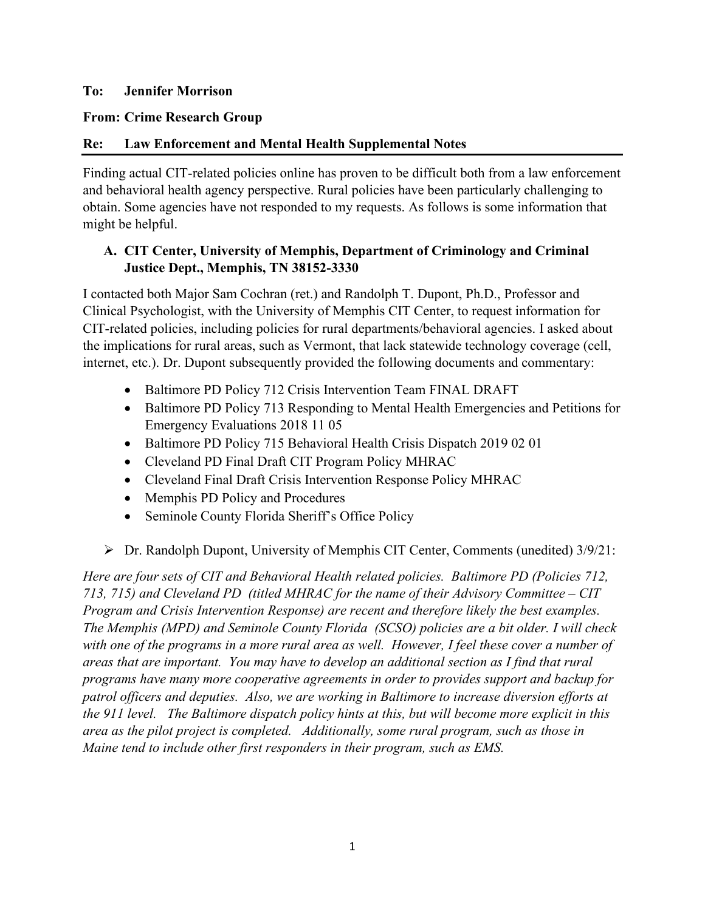**To: Jennifer Morrison**

**From: Crime Research Group**

**Re: Law Enforcement and Mental Health Supplemental Notes**

---

Finding actual CIT-related policies online has proven to be difficult both from a law enforcement and behavioral health agency perspective. Rural policies have been particularly challenging to obtain. Some agencies have not responded to my requests. As follows is some information that might be helpful.

## A. CIT Center, University of Memphis, Department of Criminology and Criminal Justice Dept., Memphis, TN 38152-3330

I contacted both Major Sam Cochran (ret.) and Randolph T. Dupont, Ph.D., Professor and Clinical Psychologist, with the University of Memphis CIT Center, to request information for CIT-related policies, including policies for rural departments/behavioral agencies. I asked about the implications for rural areas, such as Vermont, that lack statewide technology coverage (cell, internet, etc.). Dr. Dupont subsequently provided the following documents and commentary:

- Baltimore PD Policy 712 Crisis Intervention Team FINAL DRAFT
- Baltimore PD Policy 713 Responding to Mental Health Emergencies and Petitions for Emergency Evaluations 2018 11 05
- Baltimore PD Policy 715 Behavioral Health Crisis Dispatch 2019 02 01
- Cleveland PD Final Draft CIT Program Policy MHRAC
- Cleveland Final Draft Crisis Intervention Response Policy MHRAC
- Memphis PD Policy and Procedures
- Seminole County Florida Sheriff's Office Policy

- Dr. Randolph Dupont, University of Memphis CIT Center, Comments (unedited) 3/9/21:

*Here are four sets of CIT and Behavioral Health related policies. Baltimore PD (Policies 712, 713, 715) and Cleveland PD (titled MHRAC for the name of their Advisory Committee – CIT Program and Crisis Intervention Response) are recent and therefore likely the best examples. The Memphis (MPD) and Seminole County Florida (SCSO) policies are a bit older. I will check with one of the programs in a more rural area as well. However, I feel these cover a number of areas that are important. You may have to develop an additional section as I find that rural programs have many more cooperative agreements in order to provides support and backup for patrol officers and deputies. Also, we are working in Baltimore to increase diversion efforts at the 911 level. The Baltimore dispatch policy hints at this, but will become more explicit in this area as the pilot project is completed. Additionally, some rural program, such as those in Maine tend to include other first responders in their program, such as EMS.*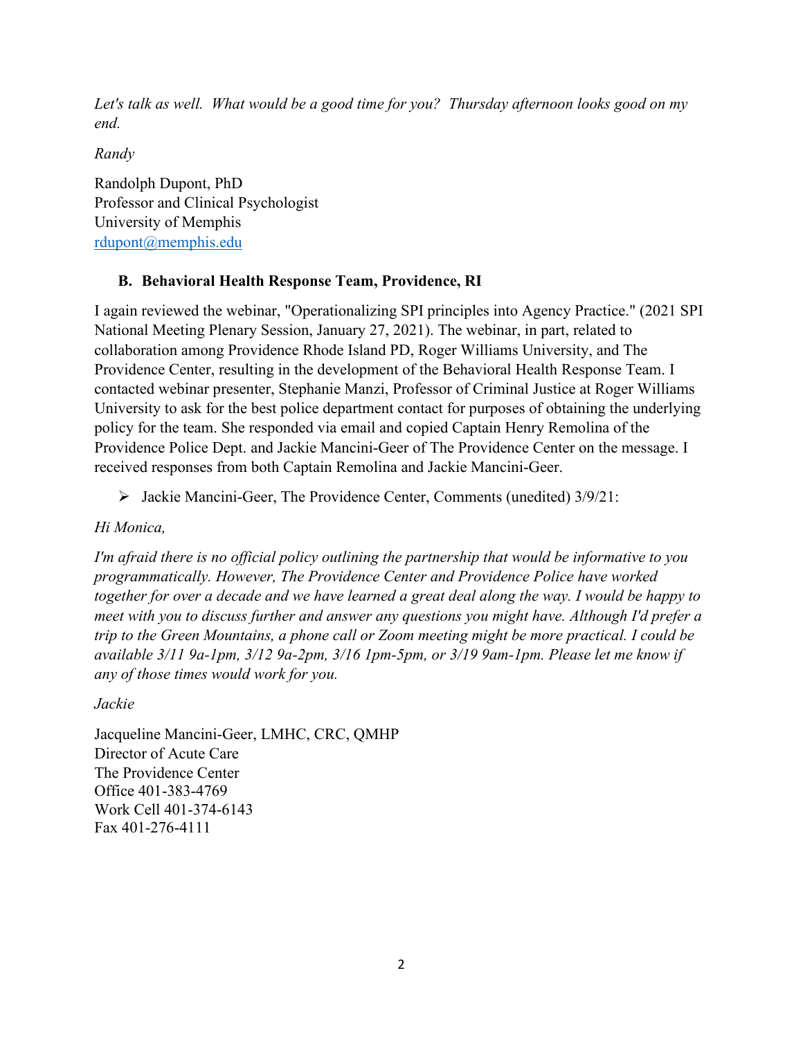*Let's talk as well. What would be a good time for you? Thursday afternoon looks good on my end.*

*Randy*

Randolph Dupont, PhD
Professor and Clinical Psychologist
University of Memphis
rdupont@memphis.edu

### B. Behavioral Health Response Team, Providence, RI

I again reviewed the webinar, "Operationalizing SPI principles into Agency Practice." (2021 SPI National Meeting Plenary Session, January 27, 2021). The webinar, in part, related to collaboration among Providence Rhode Island PD, Roger Williams University, and The Providence Center, resulting in the development of the Behavioral Health Response Team. I contacted webinar presenter, Stephanie Manzi, Professor of Criminal Justice at Roger Williams University to ask for the best police department contact for purposes of obtaining the underlying policy for the team. She responded via email and copied Captain Henry Remolina of the Providence Police Dept. and Jackie Mancini-Geer of The Providence Center on the message. I received responses from both Captain Remolina and Jackie Mancini-Geer.

- Jackie Mancini-Geer, The Providence Center, Comments (unedited) 3/9/21:

*Hi Monica,*

*I'm afraid there is no official policy outlining the partnership that would be informative to you programmatically. However, The Providence Center and Providence Police have worked together for over a decade and we have learned a great deal along the way. I would be happy to meet with you to discuss further and answer any questions you might have. Although I'd prefer a trip to the Green Mountains, a phone call or Zoom meeting might be more practical. I could be available 3/11 9a-1pm, 3/12 9a-2pm, 3/16 1pm-5pm, or 3/19 9am-1pm. Please let me know if any of those times would work for you.*

*Jackie*

Jacqueline Mancini-Geer, LMHC, CRC, QMHP
Director of Acute Care
The Providence Center
Office 401-383-4769
Work Cell 401-374-6143
Fax 401-276-4111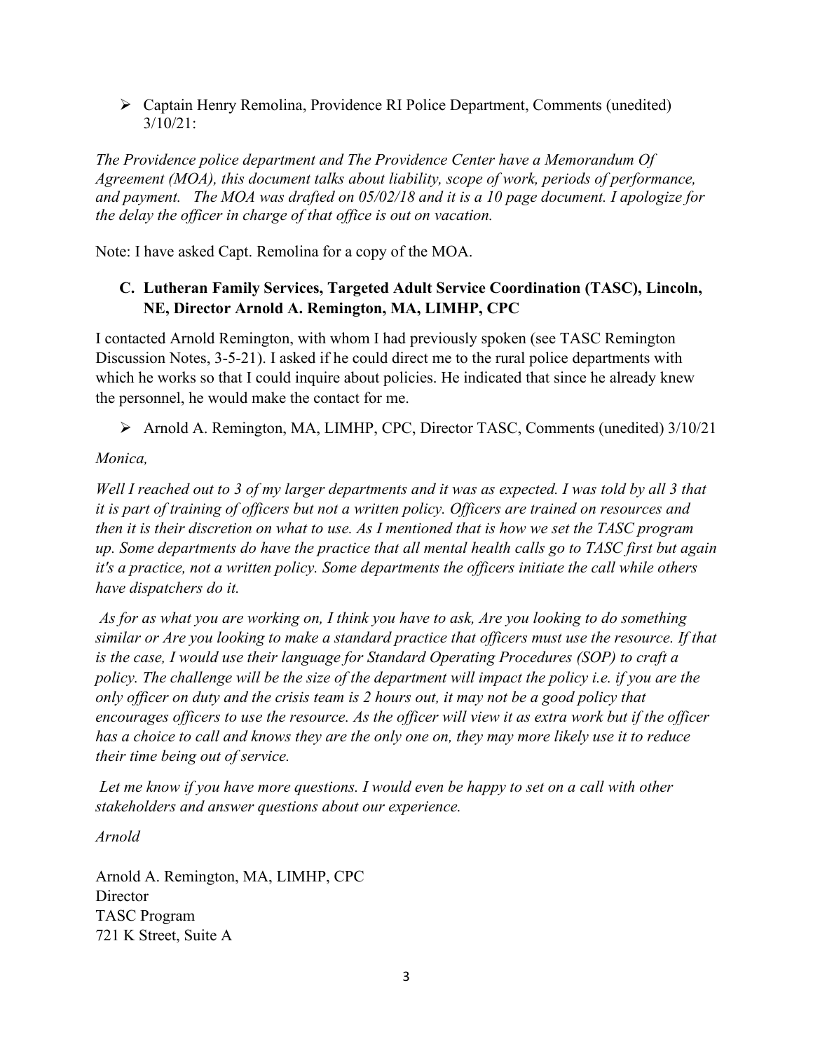- Captain Henry Remolina, Providence RI Police Department, Comments (unedited) 3/10/21:

*The Providence police department and The Providence Center have a Memorandum Of Agreement (MOA), this document talks about liability, scope of work, periods of performance, and payment. The MOA was drafted on 05/02/18 and it is a 10 page document. I apologize for the delay the officer in charge of that office is out on vacation.*

Note: I have asked Capt. Remolina for a copy of the MOA.

### C. Lutheran Family Services, Targeted Adult Service Coordination (TASC), Lincoln, NE, Director Arnold A. Remington, MA, LIMHP, CPC

I contacted Arnold Remington, with whom I had previously spoken (see TASC Remington Discussion Notes, 3-5-21). I asked if he could direct me to the rural police departments with which he works so that I could inquire about policies. He indicated that since he already knew the personnel, he would make the contact for me.

- Arnold A. Remington, MA, LIMHP, CPC, Director TASC, Comments (unedited) 3/10/21

*Monica,*

*Well I reached out to 3 of my larger departments and it was as expected. I was told by all 3 that it is part of training of officers but not a written policy. Officers are trained on resources and then it is their discretion on what to use. As I mentioned that is how we set the TASC program up. Some departments do have the practice that all mental health calls go to TASC first but again it's a practice, not a written policy. Some departments the officers initiate the call while others have dispatchers do it.*

*As for as what you are working on, I think you have to ask, Are you looking to do something similar or Are you looking to make a standard practice that officers must use the resource. If that is the case, I would use their language for Standard Operating Procedures (SOP) to craft a policy. The challenge will be the size of the department will impact the policy i.e. if you are the only officer on duty and the crisis team is 2 hours out, it may not be a good policy that encourages officers to use the resource. As the officer will view it as extra work but if the officer has a choice to call and knows they are the only one on, they may more likely use it to reduce their time being out of service.*

*Let me know if you have more questions. I would even be happy to set on a call with other stakeholders and answer questions about our experience.*

*Arnold*

Arnold A. Remington, MA, LIMHP, CPC
Director
TASC Program
721 K Street, Suite A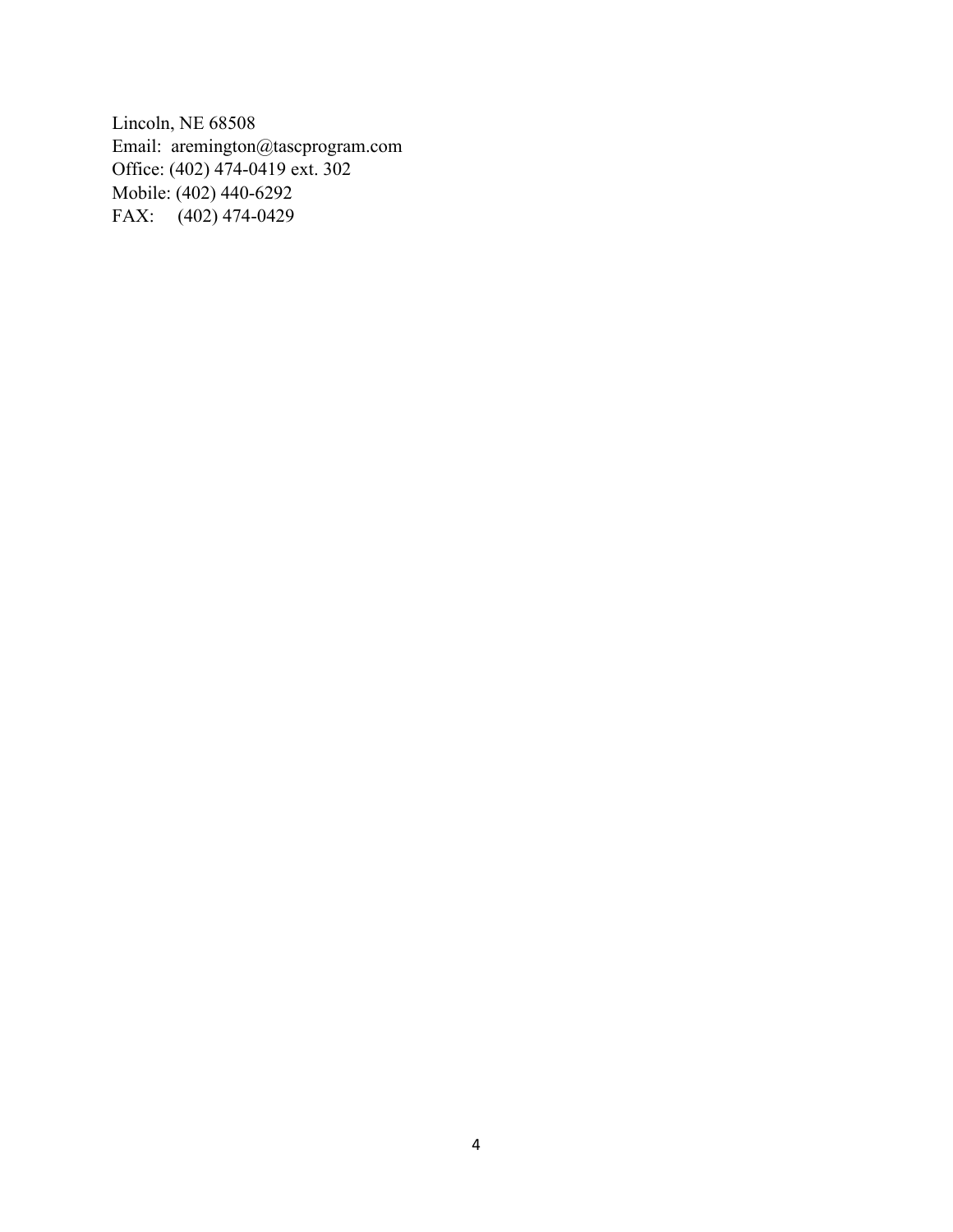Lincoln, NE 68508
Email: aremington@tascprogram.com
Office: (402) 474-0419 ext. 302
Mobile: (402) 440-6292
FAX: (402) 474-0429